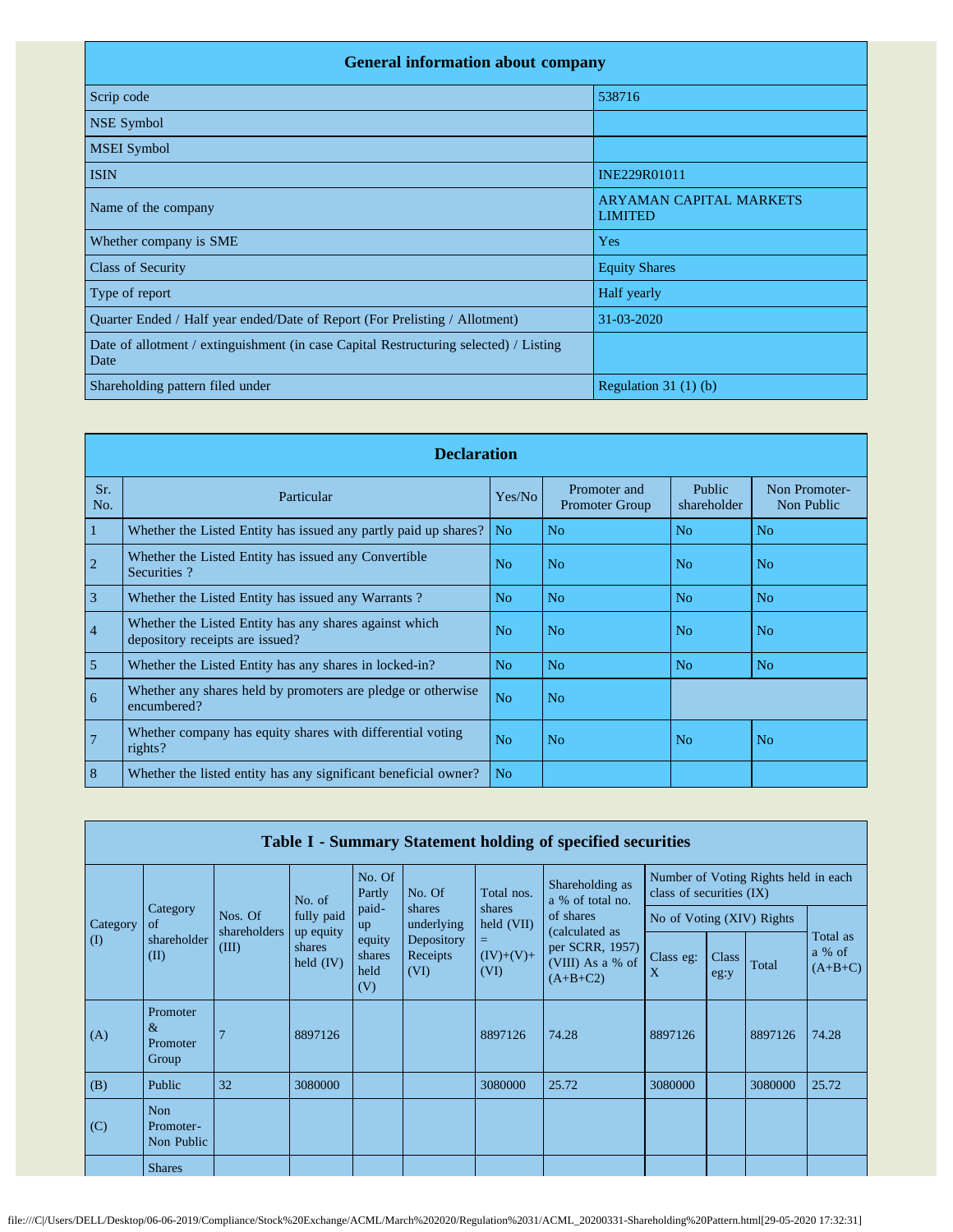## General information about company

| | |
|---|---|
| Scrip code | 538716 |
| NSE Symbol | |
| MSEI Symbol | |
| ISIN | INE229R01011 |
| Name of the company | ARYAMAN CAPITAL MARKETS LIMITED |
| Whether company is SME | Yes |
| Class of Security | Equity Shares |
| Type of report | Half yearly |
| Quarter Ended / Half year ended/Date of Report (For Prelisting / Allotment) | 31-03-2020 |
| Date of allotment / extinguishment (in case Capital Restructuring selected) / Listing Date | |
| Shareholding pattern filed under | Regulation 31 (1) (b) |

## Declaration

| Sr. No. | Particular | Yes/No | Promoter and Promoter Group | Public shareholder | Non Promoter- Non Public |
|---|---|---|---|---|---|
| 1 | Whether the Listed Entity has issued any partly paid up shares? | No | No | No | No |
| 2 | Whether the Listed Entity has issued any Convertible Securities ? | No | No | No | No |
| 3 | Whether the Listed Entity has issued any Warrants ? | No | No | No | No |
| 4 | Whether the Listed Entity has any shares against which depository receipts are issued? | No | No | No | No |
| 5 | Whether the Listed Entity has any shares in locked-in? | No | No | No | No |
| 6 | Whether any shares held by promoters are pledge or otherwise encumbered? | No | No | | |
| 7 | Whether company has equity shares with differential voting rights? | No | No | No | No |
| 8 | Whether the listed entity has any significant beneficial owner? | No | | | |

## Table I - Summary Statement holding of specified securities

| Category (I) | Category of shareholder (II) | Nos. Of shareholders (III) | No. of fully paid up equity shares held (IV) | No. Of Partly paid-up equity shares held (V) | No. Of shares underlying Depository Receipts (VI) | Total nos. shares held (VII) = (IV)+(V)+ (VI) | Shareholding as a % of total no. of shares (calculated as per SCRR, 1957) (VIII) As a % of (A+B+C2) | Number of Voting Rights held in each class of securities (IX) | | | |
|---|---|---|---|---|---|---|---|---|---|---|---|
| | | | | | | | | No of Voting (XIV) Rights | | | Total as a % of (A+B+C) |
| | | | | | | | | Class eg: X | Class eg:y | Total | |
| (A) | Promoter & Promoter Group | 7 | 8897126 | | | 8897126 | 74.28 | 8897126 | | 8897126 | 74.28 |
| (B) | Public | 32 | 3080000 | | | 3080000 | 25.72 | 3080000 | | 3080000 | 25.72 |
| (C) | Non Promoter- Non Public | | | | | | | | | | |
| | Shares | | | | | | | | | | |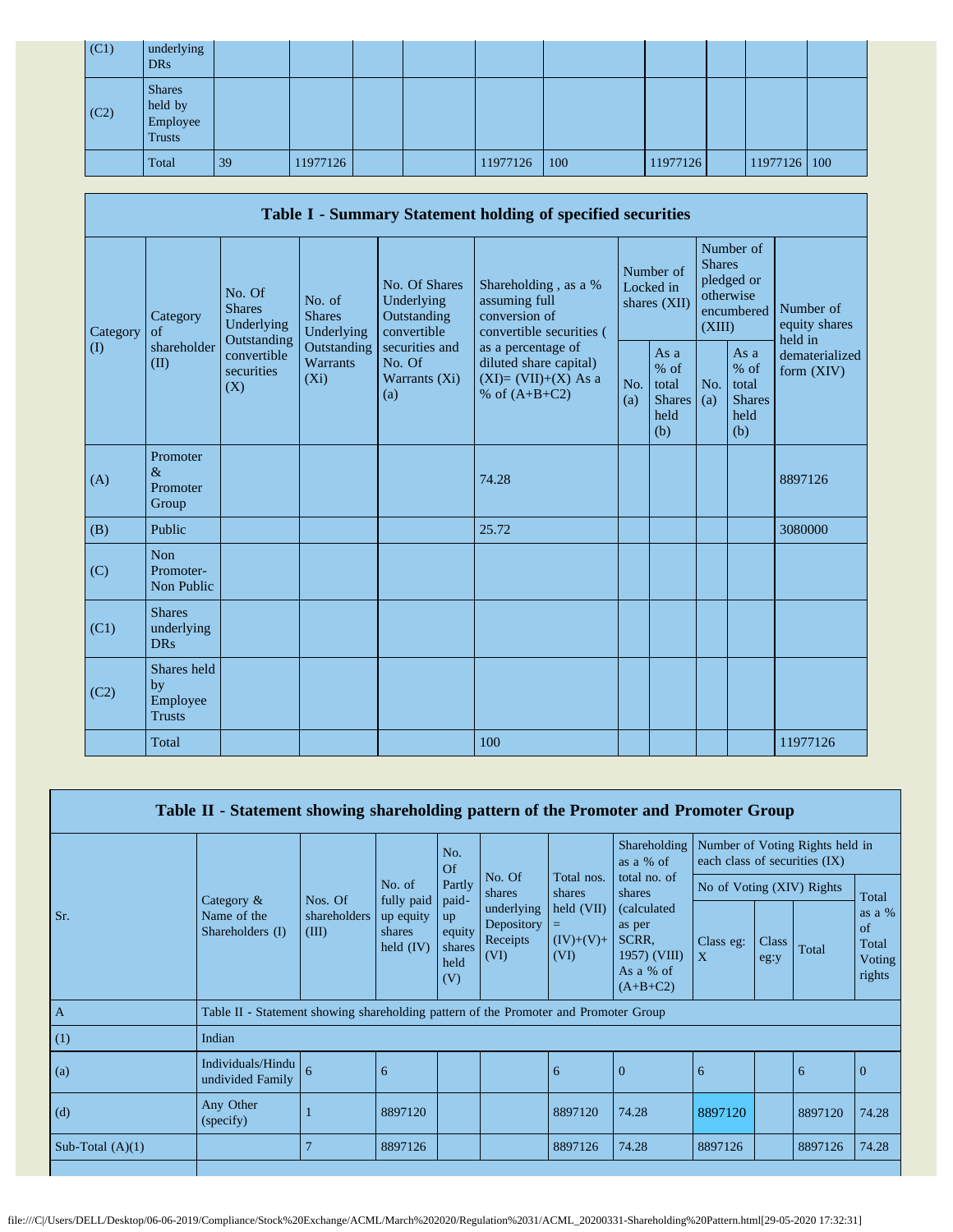| (C1) | underlying DRs | | | | | | | | | | |
|---|---|---|---|---|---|---|---|---|---|---|---|
| (C2) | Shares held by Employee Trusts | | | | | | | | | | |
| | Total | 39 | 11977126 | | | 11977126 | 100 | 11977126 | | 11977126 | 100 |

| Table I - Summary Statement holding of specified securities | | | | | | | | | | |
|---|---|---|---|---|---|---|---|---|---|---|
| Category (I) | Category of shareholder (II) | No. Of Shares Underlying Outstanding convertible securities (X) | No. of Shares Underlying Outstanding Warrants (Xi) | No. Of Shares Underlying Outstanding convertible securities and No. Of Warrants (Xi) (a) | Shareholding , as a % assuming full conversion of convertible securities ( as a percentage of diluted share capital) (XI)= (VII)+(X) As a % of (A+B+C2) | Number of Locked in shares (XII) | | Number of Shares pledged or otherwise encumbered (XIII) | | Number of equity shares held in dematerialized form (XIV) |
| | | | | | | No. (a) | As a % of total Shares held (b) | No. (a) | As a % of total Shares held (b) | |
| (A) | Promoter & Promoter Group | | | | 74.28 | | | | | 8897126 |
| (B) | Public | | | | 25.72 | | | | | 3080000 |
| (C) | Non Promoter- Non Public | | | | | | | | | |
| (C1) | Shares underlying DRs | | | | | | | | | |
| (C2) | Shares held by Employee Trusts | | | | | | | | | |
| | Total | | | | 100 | | | | | 11977126 |

| Table II - Statement showing shareholding pattern of the Promoter and Promoter Group | | | | | | | | | | | |
|---|---|---|---|---|---|---|---|---|---|---|---|
| Sr. | Category & Name of the Shareholders (I) | Nos. Of shareholders (III) | No. of fully paid up equity shares held (IV) | No. Of Partly paid-up equity shares held (V) | No. Of shares underlying Depository Receipts (VI) | Total nos. shares held (VII) = (IV)+(V)+ (VI) | Shareholding as a % of total no. of shares (calculated as per SCRR, 1957) (VIII) As a % of (A+B+C2) | Number of Voting Rights held in each class of securities (IX) | | | |
| | | | | | | | | No of Voting (XIV) Rights | | | Total as a % of Total Voting rights |
| | | | | | | | | Class eg: X | Class eg:y | Total | |
| A | Table II - Statement showing shareholding pattern of the Promoter and Promoter Group | | | | | | | | | | |
| (1) | Indian | | | | | | | | | | |
| (a) | Individuals/Hindu undivided Family | 6 | 6 | | | 6 | 0 | 6 | | 6 | 0 |
| (d) | Any Other (specify) | 1 | 8897120 | | | 8897120 | 74.28 | 8897120 | | 8897120 | 74.28 |
| Sub-Total (A)(1) | | 7 | 8897126 | | | 8897126 | 74.28 | 8897126 | | 8897126 | 74.28 |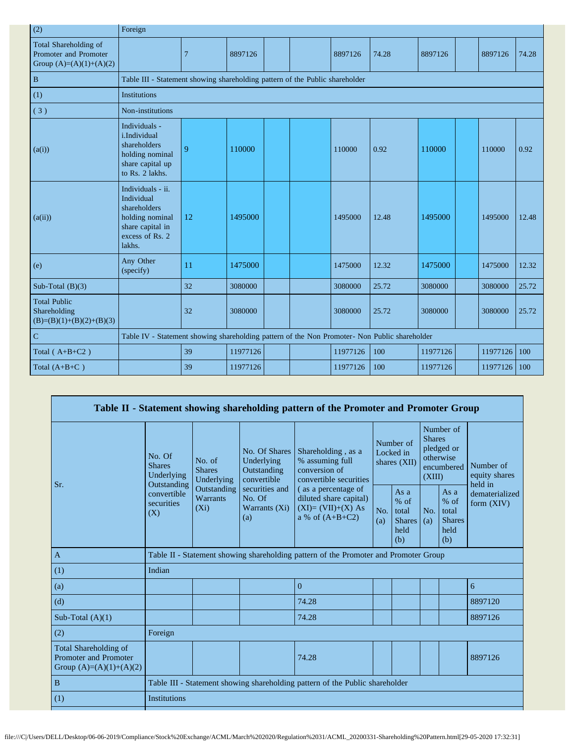| (2) | Foreign | | | | | | | | | | | |
|---|---|---|---|---|---|---|---|---|---|---|---|---|
| Total Shareholding of Promoter and Promoter Group (A)=(A)(1)+(A)(2) | | 7 | 8897126 | | | 8897126 | 74.28 | 8897126 | | 8897126 | 74.28 |
| B | Table III - Statement showing shareholding pattern of the Public shareholder | | | | | | | | | | | |
| (1) | Institutions | | | | | | | | | | | |
| ( 3 ) | Non-institutions | | | | | | | | | | | |
| (a(i)) | Individuals - i.Individual shareholders holding nominal share capital up to Rs. 2 lakhs. | 9 | 110000 | | | 110000 | 0.92 | 110000 | | 110000 | 0.92 |
| (a(ii)) | Individuals - ii. Individual shareholders holding nominal share capital in excess of Rs. 2 lakhs. | 12 | 1495000 | | | 1495000 | 12.48 | 1495000 | | 1495000 | 12.48 |
| (e) | Any Other (specify) | 11 | 1475000 | | | 1475000 | 12.32 | 1475000 | | 1475000 | 12.32 |
| Sub-Total (B)(3) | | 32 | 3080000 | | | 3080000 | 25.72 | 3080000 | | 3080000 | 25.72 |
| Total Public Shareholding (B)=(B)(1)+(B)(2)+(B)(3) | | 32 | 3080000 | | | 3080000 | 25.72 | 3080000 | | 3080000 | 25.72 |
| C | Table IV - Statement showing shareholding pattern of the Non Promoter- Non Public shareholder | | | | | | | | | | | |
| Total ( A+B+C2 ) | | 39 | 11977126 | | | 11977126 | 100 | 11977126 | | 11977126 | 100 |
| Total (A+B+C ) | | 39 | 11977126 | | | 11977126 | 100 | 11977126 | | 11977126 | 100 |

| Table II - Statement showing shareholding pattern of the Promoter and Promoter Group | | | | | | | | | |
|---|---|---|---|---|---|---|---|---|---|
| Sr. | No. Of Shares Underlying Outstanding convertible securities (X) | No. of Shares Underlying Outstanding Warrants (Xi) | No. Of Shares Underlying Outstanding convertible securities and No. Of Warrants (Xi) (a) | Shareholding , as a % assuming full conversion of convertible securities ( as a percentage of diluted share capital) (XI)= (VII)+(X) As a % of (A+B+C2) | Number of Locked in shares (XII) | | Number of Shares pledged or otherwise encumbered (XIII) | | Number of equity shares held in dematerialized form (XIV) |
| | | | | | No. (a) | As a % of total Shares held (b) | No. (a) | As a % of total Shares held (b) | |
| A | Table II - Statement showing shareholding pattern of the Promoter and Promoter Group | | | | | | | | |
| (1) | Indian | | | | | | | | |
| (a) | | | | 0 | | | | | 6 |
| (d) | | | | 74.28 | | | | | 8897120 |
| Sub-Total (A)(1) | | | | 74.28 | | | | | 8897126 |
| (2) | Foreign | | | | | | | | |
| Total Shareholding of Promoter and Promoter Group (A)=(A)(1)+(A)(2) | | | | 74.28 | | | | | 8897126 |
| B | Table III - Statement showing shareholding pattern of the Public shareholder | | | | | | | | |
| (1) | Institutions | | | | | | | | |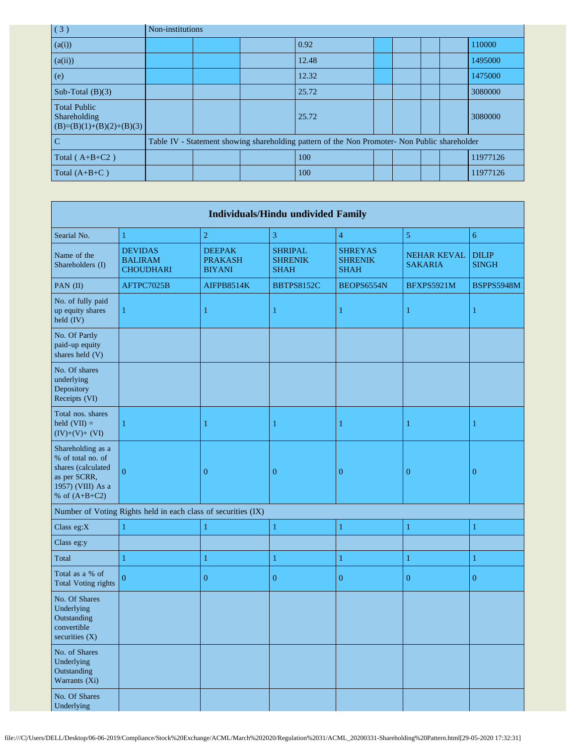| ( 3 ) | Non-institutions | | | | | | | | |
|---|---|---|---|---|---|---|---|---|---|
| (a(i)) | | | | 0.92 | | | | | 110000 |
| (a(ii)) | | | | 12.48 | | | | | 1495000 |
| (e) | | | | 12.32 | | | | | 1475000 |
| Sub-Total (B)(3) | | | | 25.72 | | | | | 3080000 |
| Total Public Shareholding (B)=(B)(1)+(B)(2)+(B)(3) | | | | 25.72 | | | | | 3080000 |
| C | Table IV - Statement showing shareholding pattern of the Non Promoter- Non Public shareholder | | | | | | | | |
| Total ( A+B+C2 ) | | | | 100 | | | | | 11977126 |
| Total (A+B+C ) | | | | 100 | | | | | 11977126 |

| Individuals/Hindu undivided Family | | | | | | |
|---|---|---|---|---|---|---|
| Searial No. | 1 | 2 | 3 | 4 | 5 | 6 |
| Name of the Shareholders (I) | DEVIDAS BALIRAM CHOUDHARI | DEEPAK PRAKASH BIYANI | SHRIPAL SHRENIK SHAH | SHREYAS SHRENIK SHAH | NEHAR KEVAL SAKARIA | DILIP SINGH |
| PAN (II) | AFTPC7025B | AIFPB8514K | BBTPS8152C | BEOPS6554N | BFXPS5921M | BSPPS5948M |
| No. of fully paid up equity shares held (IV) | 1 | 1 | 1 | 1 | 1 | 1 |
| No. Of Partly paid-up equity shares held (V) | | | | | | |
| No. Of shares underlying Depository Receipts (VI) | | | | | | |
| Total nos. shares held (VII) = (IV)+(V)+ (VI) | 1 | 1 | 1 | 1 | 1 | 1 |
| Shareholding as a % of total no. of shares (calculated as per SCRR, 1957) (VIII) As a % of (A+B+C2) | 0 | 0 | 0 | 0 | 0 | 0 |
| Number of Voting Rights held in each class of securities (IX) | | | | | | |
| Class eg:X | 1 | 1 | 1 | 1 | 1 | 1 |
| Class eg:y | | | | | | |
| Total | 1 | 1 | 1 | 1 | 1 | 1 |
| Total as a % of Total Voting rights | 0 | 0 | 0 | 0 | 0 | 0 |
| No. Of Shares Underlying Outstanding convertible securities (X) | | | | | | |
| No. of Shares Underlying Outstanding Warrants (Xi) | | | | | | |
| No. Of Shares Underlying | | | | | | |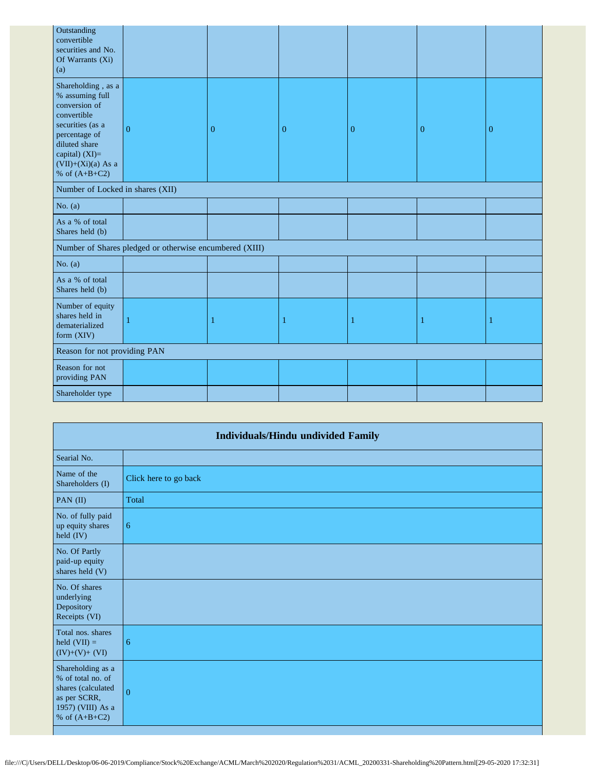| Outstanding convertible securities and No. Of Warrants (Xi) (a) | | | | | | |
|---|---|---|---|---|---|---|
| Shareholding , as a % assuming full conversion of convertible securities (as a percentage of diluted share capital) (XI)= (VII)+(Xi)(a) As a % of (A+B+C2) | 0 | 0 | 0 | 0 | 0 | 0 |
| Number of Locked in shares (XII) | | | | | | |
| No. (a) | | | | | | |
| As a % of total Shares held (b) | | | | | | |
| Number of Shares pledged or otherwise encumbered (XIII) | | | | | | |
| No. (a) | | | | | | |
| As a % of total Shares held (b) | | | | | | |
| Number of equity shares held in dematerialized form (XIV) | 1 | 1 | 1 | 1 | 1 | 1 |
| Reason for not providing PAN | | | | | | |
| Reason for not providing PAN | | | | | | |
| Shareholder type | | | | | | |

| Individuals/Hindu undivided Family | |
|---|---|
| Searial No. | |
| Name of the Shareholders (I) | Click here to go back |
| PAN (II) | Total |
| No. of fully paid up equity shares held (IV) | 6 |
| No. Of Partly paid-up equity shares held (V) | |
| No. Of shares underlying Depository Receipts (VI) | |
| Total nos. shares held (VII) = (IV)+(V)+ (VI) | 6 |
| Shareholding as a % of total no. of shares (calculated as per SCRR, 1957) (VIII) As a % of (A+B+C2) | 0 |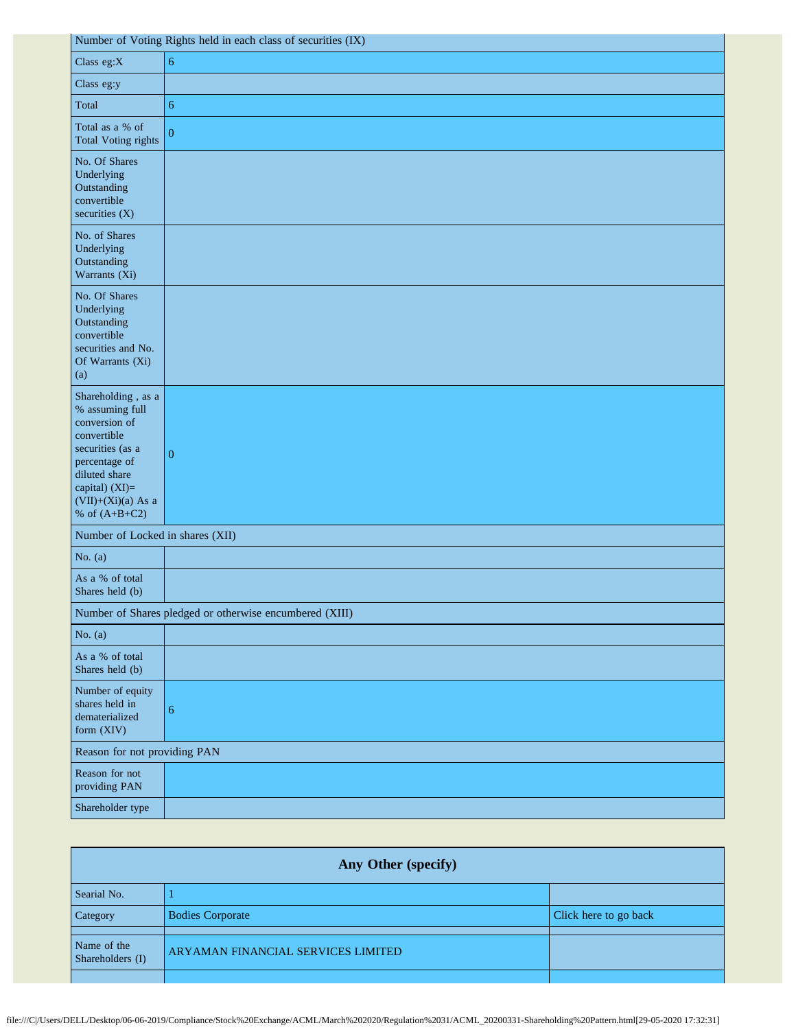| Number of Voting Rights held in each class of securities (IX) | |
|---|---|
| Class eg:X | 6 |
| Class eg:y | |
| Total | 6 |
| Total as a % of Total Voting rights | 0 |
| No. Of Shares Underlying Outstanding convertible securities (X) | |
| No. of Shares Underlying Outstanding Warrants (Xi) | |
| No. Of Shares Underlying Outstanding convertible securities and No. Of Warrants (Xi) (a) | |
| Shareholding , as a % assuming full conversion of convertible securities (as a percentage of diluted share capital) (XI)= (VII)+(Xi)(a) As a % of (A+B+C2) | 0 |
| Number of Locked in shares (XII) | |
| No. (a) | |
| As a % of total Shares held (b) | |
| Number of Shares pledged or otherwise encumbered (XIII) | |
| No. (a) | |
| As a % of total Shares held (b) | |
| Number of equity shares held in dematerialized form (XIV) | 6 |
| Reason for not providing PAN | |
| Reason for not providing PAN | |
| Shareholder type | |

## Any Other (specify)

| Searial No. | 1 | |
|---|---|---|
| Category | Bodies Corporate | Click here to go back |
| | | |
| Name of the Shareholders (I) | ARYAMAN FINANCIAL SERVICES LIMITED | |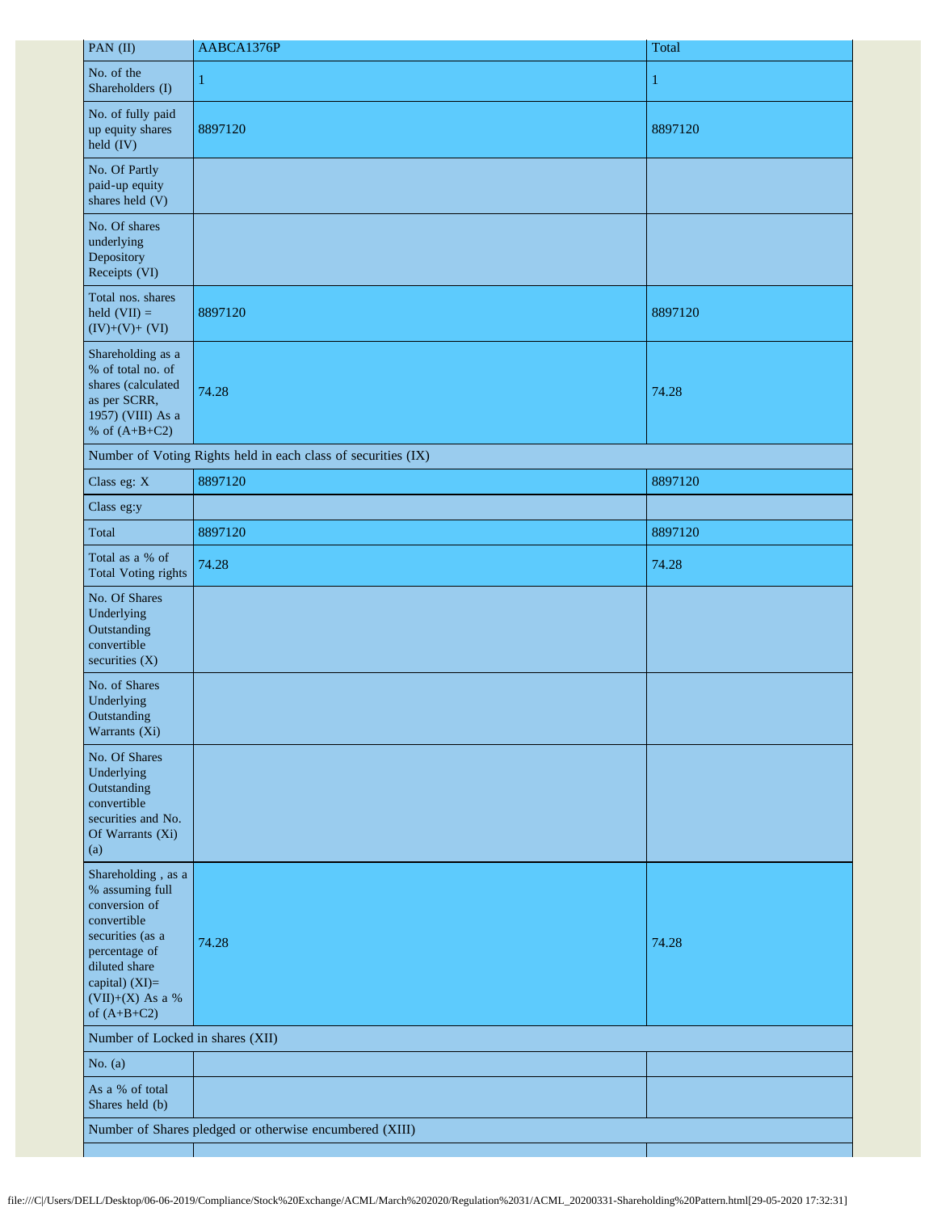| PAN (II) | AABCA1376P | Total |
|---|---|---|
| No. of the Shareholders (I) | 1 | 1 |
| No. of fully paid up equity shares held (IV) | 8897120 | 8897120 |
| No. Of Partly paid-up equity shares held (V) | | |
| No. Of shares underlying Depository Receipts (VI) | | |
| Total nos. shares held (VII) = (IV)+(V)+ (VI) | 8897120 | 8897120 |
| Shareholding as a % of total no. of shares (calculated as per SCRR, 1957) (VIII) As a % of (A+B+C2) | 74.28 | 74.28 |
| Number of Voting Rights held in each class of securities (IX) | | |
| Class eg: X | 8897120 | 8897120 |
| Class eg:y | | |
| Total | 8897120 | 8897120 |
| Total as a % of Total Voting rights | 74.28 | 74.28 |
| No. Of Shares Underlying Outstanding convertible securities (X) | | |
| No. of Shares Underlying Outstanding Warrants (Xi) | | |
| No. Of Shares Underlying Outstanding convertible securities and No. Of Warrants (Xi) (a) | | |
| Shareholding , as a % assuming full conversion of convertible securities (as a percentage of diluted share capital) (XI)= (VII)+(X) As a % of (A+B+C2) | 74.28 | 74.28 |
| Number of Locked in shares (XII) | | |
| No. (a) | | |
| As a % of total Shares held (b) | | |
| Number of Shares pledged or otherwise encumbered (XIII) | | |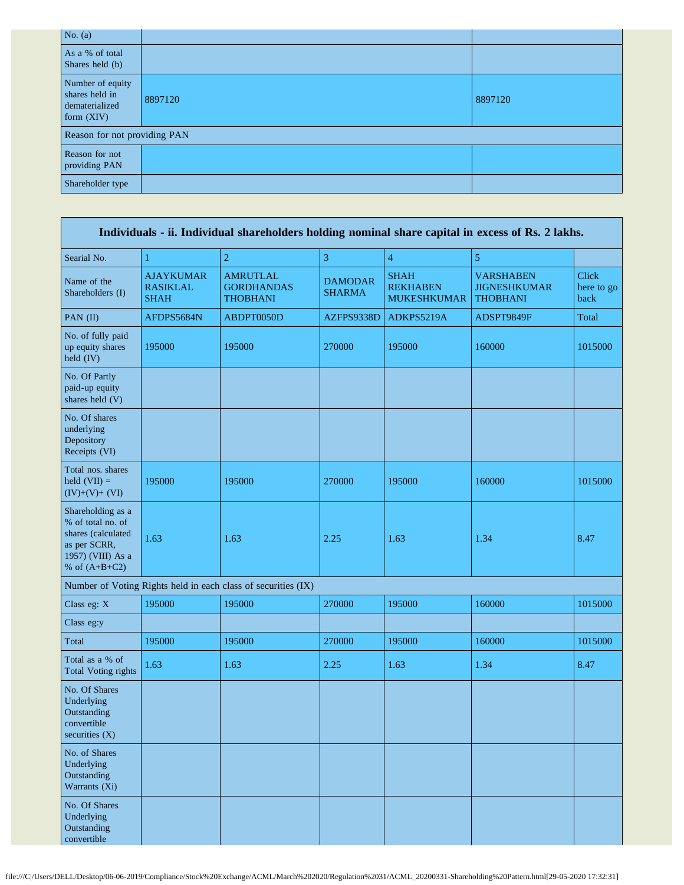| No. (a) | | |
|---|---|---|
| As a % of total Shares held (b) | | |
| Number of equity shares held in dematerialized form (XIV) | 8897120 | 8897120 |
| Reason for not providing PAN | | |
| Reason for not providing PAN | | |
| Shareholder type | | |

| Individuals - ii. Individual shareholders holding nominal share capital in excess of Rs. 2 lakhs. | | | | | | |
|---|---|---|---|---|---|---|
| Searial No. | 1 | 2 | 3 | 4 | 5 | |
| Name of the Shareholders (I) | AJAYKUMAR RASIKLAL SHAH | AMRUTLAL GORDHANDAS THOBHANI | DAMODAR SHARMA | SHAH REKHABEN MUKESHKUMAR | VARSHABEN JIGNESHKUMAR THOBHANI | Click here to go back |
| PAN (II) | AFDPS5684N | ABDPT0050D | AZFPS9338D | ADKPS5219A | ADSPT9849F | Total |
| No. of fully paid up equity shares held (IV) | 195000 | 195000 | 270000 | 195000 | 160000 | 1015000 |
| No. Of Partly paid-up equity shares held (V) | | | | | | |
| No. Of shares underlying Depository Receipts (VI) | | | | | | |
| Total nos. shares held (VII) = (IV)+(V)+ (VI) | 195000 | 195000 | 270000 | 195000 | 160000 | 1015000 |
| Shareholding as a % of total no. of shares (calculated as per SCRR, 1957) (VIII) As a % of (A+B+C2) | 1.63 | 1.63 | 2.25 | 1.63 | 1.34 | 8.47 |
| Number of Voting Rights held in each class of securities (IX) | | | | | | |
| Class eg: X | 195000 | 195000 | 270000 | 195000 | 160000 | 1015000 |
| Class eg:y | | | | | | |
| Total | 195000 | 195000 | 270000 | 195000 | 160000 | 1015000 |
| Total as a % of Total Voting rights | 1.63 | 1.63 | 2.25 | 1.63 | 1.34 | 8.47 |
| No. Of Shares Underlying Outstanding convertible securities (X) | | | | | | |
| No. of Shares Underlying Outstanding Warrants (Xi) | | | | | | |
| No. Of Shares Underlying Outstanding convertible | | | | | | |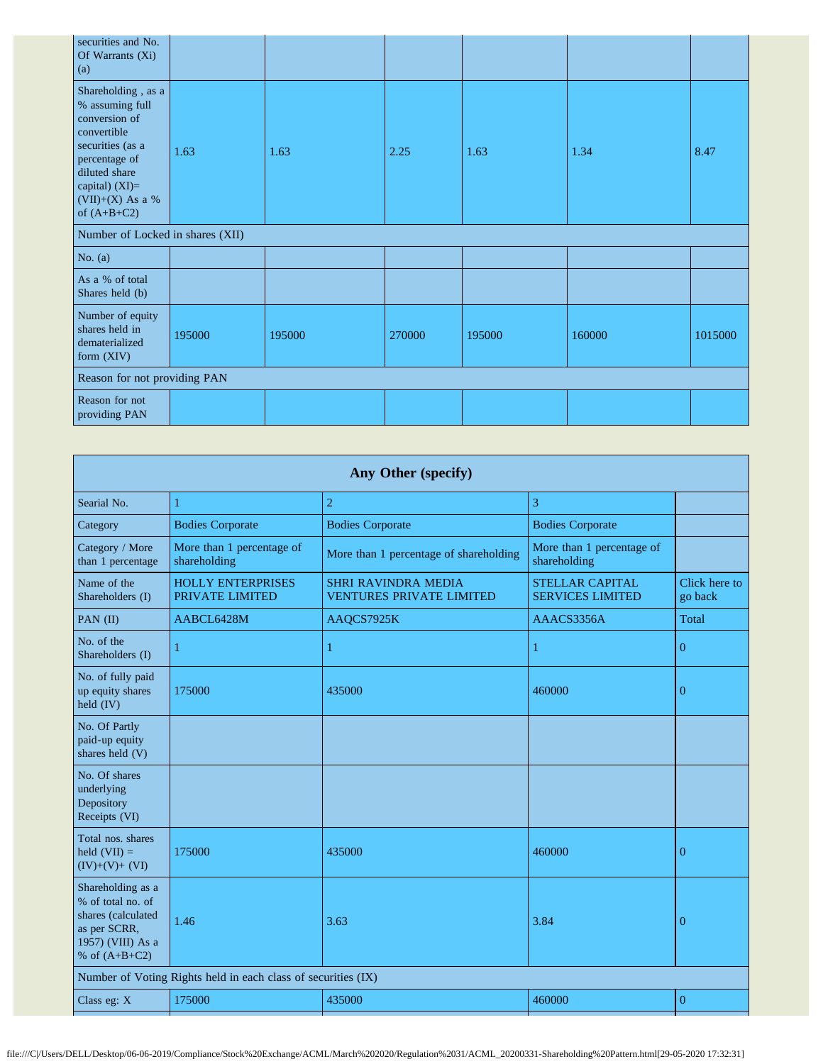| securities and No. Of Warrants (Xi) (a) | | | | | | |
|---|---|---|---|---|---|---|
| Shareholding , as a % assuming full conversion of convertible securities (as a percentage of diluted share capital) (XI)= (VII)+(X) As a % of (A+B+C2) | 1.63 | 1.63 | 2.25 | 1.63 | 1.34 | 8.47 |
| Number of Locked in shares (XII) | | | | | | |
| No. (a) | | | | | | |
| As a % of total Shares held (b) | | | | | | |
| Number of equity shares held in dematerialized form (XIV) | 195000 | 195000 | 270000 | 195000 | 160000 | 1015000 |
| Reason for not providing PAN | | | | | | |
| Reason for not providing PAN | | | | | | |

| Any Other (specify) | | | | |
|---|---|---|---|---|
| Searial No. | 1 | 2 | 3 | |
| Category | Bodies Corporate | Bodies Corporate | Bodies Corporate | |
| Category / More than 1 percentage | More than 1 percentage of shareholding | More than 1 percentage of shareholding | More than 1 percentage of shareholding | |
| Name of the Shareholders (I) | HOLLY ENTERPRISES PRIVATE LIMITED | SHRI RAVINDRA MEDIA VENTURES PRIVATE LIMITED | STELLAR CAPITAL SERVICES LIMITED | Click here to go back |
| PAN (II) | AABCL6428M | AAQCS7925K | AAACS3356A | Total |
| No. of the Shareholders (I) | 1 | 1 | 1 | 0 |
| No. of fully paid up equity shares held (IV) | 175000 | 435000 | 460000 | 0 |
| No. Of Partly paid-up equity shares held (V) | | | | |
| No. Of shares underlying Depository Receipts (VI) | | | | |
| Total nos. shares held (VII) = (IV)+(V)+ (VI) | 175000 | 435000 | 460000 | 0 |
| Shareholding as a % of total no. of shares (calculated as per SCRR, 1957) (VIII) As a % of (A+B+C2) | 1.46 | 3.63 | 3.84 | 0 |
| Number of Voting Rights held in each class of securities (IX) | | | | |
| Class eg: X | 175000 | 435000 | 460000 | 0 |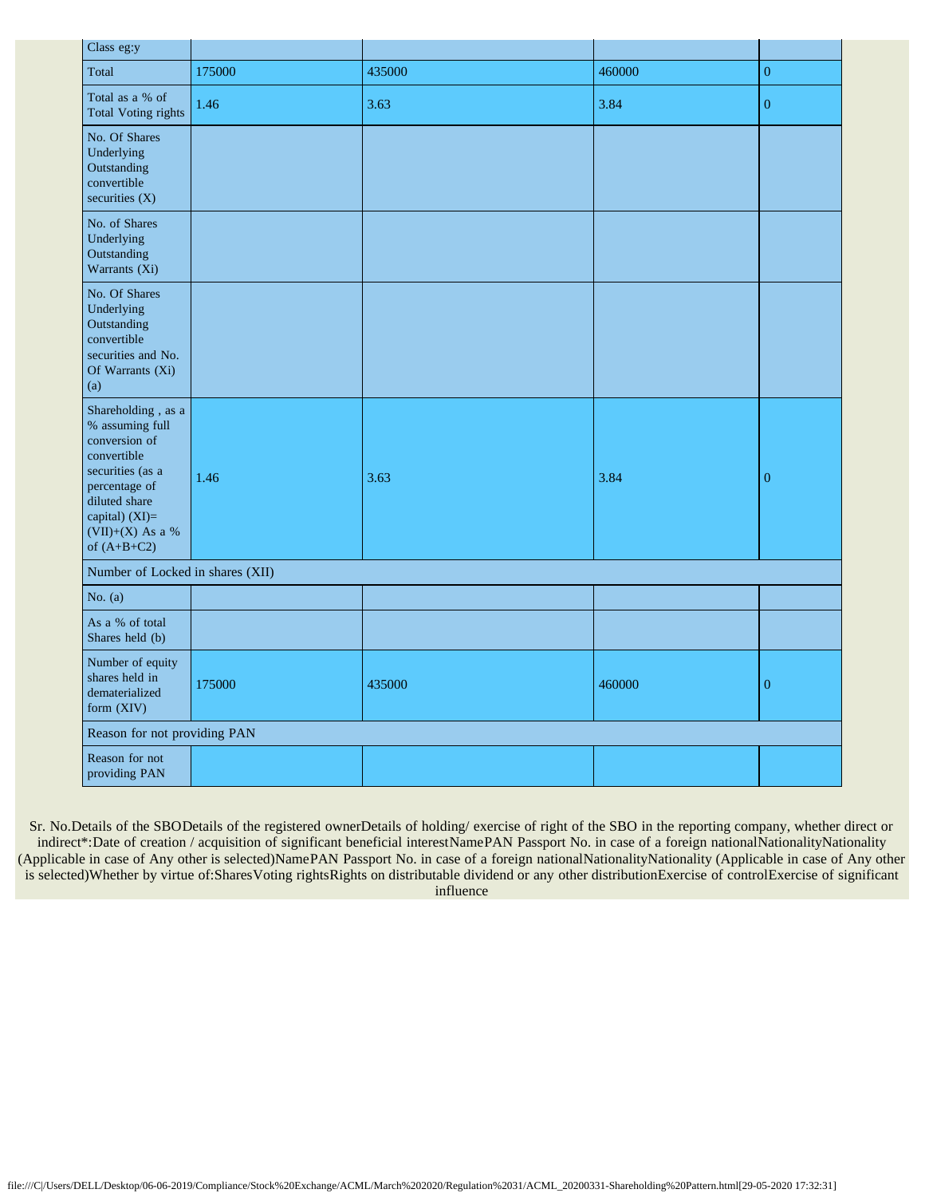| | | | | |
|---|---|---|---|---|
| Class eg:y | | | | |
| Total | 175000 | 435000 | 460000 | 0 |
| Total as a % of Total Voting rights | 1.46 | 3.63 | 3.84 | 0 |
| No. Of Shares Underlying Outstanding convertible securities (X) | | | | |
| No. of Shares Underlying Outstanding Warrants (Xi) | | | | |
| No. Of Shares Underlying Outstanding convertible securities and No. Of Warrants (Xi) (a) | | | | |
| Shareholding , as a % assuming full conversion of convertible securities (as a percentage of diluted share capital) (XI)= (VII)+(X) As a % of (A+B+C2) | 1.46 | 3.63 | 3.84 | 0 |
| Number of Locked in shares (XII) | | | | |
| No. (a) | | | | |
| As a % of total Shares held (b) | | | | |
| Number of equity shares held in dematerialized form (XIV) | 175000 | 435000 | 460000 | 0 |
| Reason for not providing PAN | | | | |
| Reason for not providing PAN | | | | |

Sr. No.Details of the SBODetails of the registered ownerDetails of holding/ exercise of right of the SBO in the reporting company, whether direct or indirect*:Date of creation / acquisition of significant beneficial interestNamePAN Passport No. in case of a foreign nationalNationalityNationality (Applicable in case of Any other is selected)NamePAN Passport No. in case of a foreign nationalNationalityNationality (Applicable in case of Any other is selected)Whether by virtue of:SharesVoting rightsRights on distributable dividend or any other distributionExercise of controlExercise of significant influence